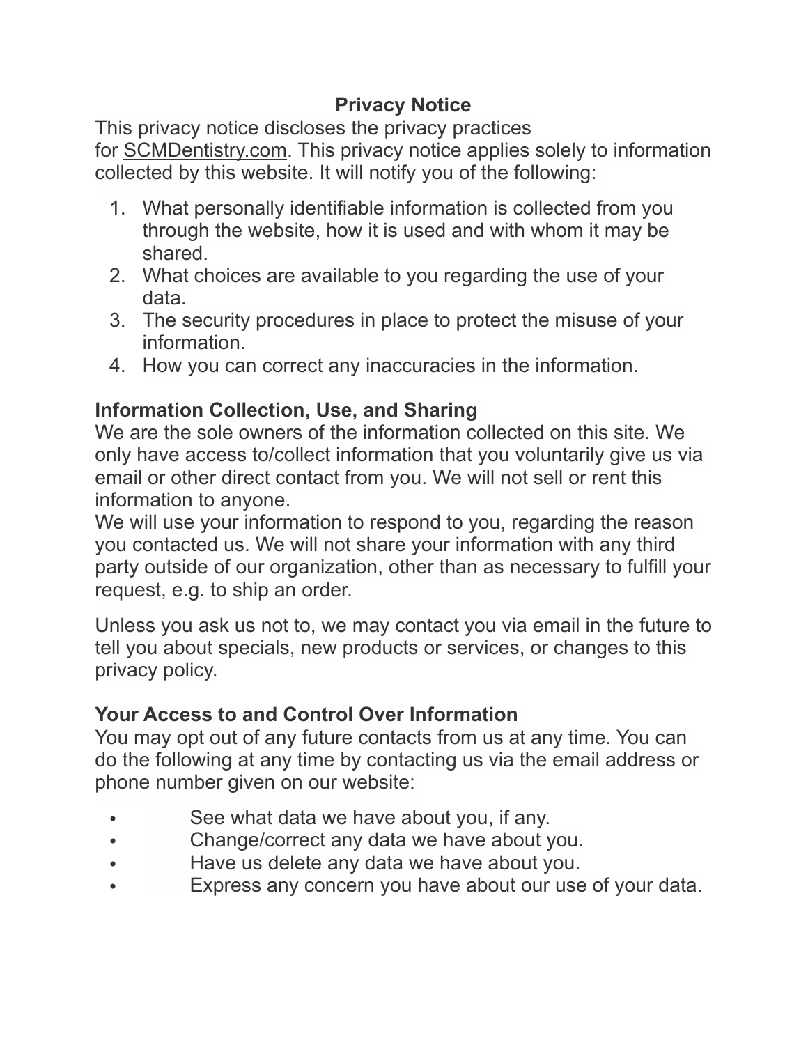# Privacy Notice

This privacy notice discloses the privacy practices for SCMDentistry.com. This privacy notice applies solely to information collected by this website. It will notify you of the following:

1. What personally identifiable information is collected from you through the website, how it is used and with whom it may be shared.
2. What choices are available to you regarding the use of your data.
3. The security procedures in place to protect the misuse of your information.
4. How you can correct any inaccuracies in the information.

## Information Collection, Use, and Sharing

We are the sole owners of the information collected on this site. We only have access to/collect information that you voluntarily give us via email or other direct contact from you. We will not sell or rent this information to anyone.

We will use your information to respond to you, regarding the reason you contacted us. We will not share your information with any third party outside of our organization, other than as necessary to fulfill your request, e.g. to ship an order.

Unless you ask us not to, we may contact you via email in the future to tell you about specials, new products or services, or changes to this privacy policy.

## Your Access to and Control Over Information

You may opt out of any future contacts from us at any time. You can do the following at any time by contacting us via the email address or phone number given on our website:

- See what data we have about you, if any.
- Change/correct any data we have about you.
- Have us delete any data we have about you.
- Express any concern you have about our use of your data.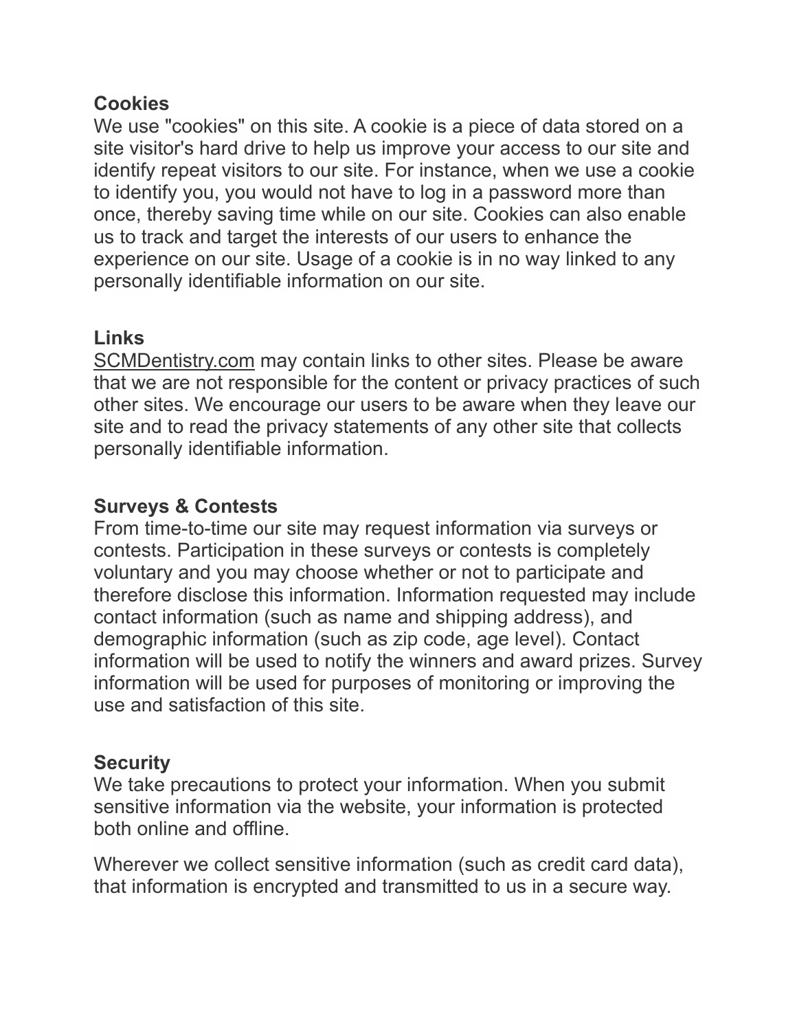**Cookies**
We use "cookies" on this site. A cookie is a piece of data stored on a site visitor's hard drive to help us improve your access to our site and identify repeat visitors to our site. For instance, when we use a cookie to identify you, you would not have to log in a password more than once, thereby saving time while on our site. Cookies can also enable us to track and target the interests of our users to enhance the experience on our site. Usage of a cookie is in no way linked to any personally identifiable information on our site.

**Links**
SCMDentistry.com may contain links to other sites. Please be aware that we are not responsible for the content or privacy practices of such other sites. We encourage our users to be aware when they leave our site and to read the privacy statements of any other site that collects personally identifiable information.

**Surveys & Contests**
From time-to-time our site may request information via surveys or contests. Participation in these surveys or contests is completely voluntary and you may choose whether or not to participate and therefore disclose this information. Information requested may include contact information (such as name and shipping address), and demographic information (such as zip code, age level). Contact information will be used to notify the winners and award prizes. Survey information will be used for purposes of monitoring or improving the use and satisfaction of this site.

**Security**
We take precautions to protect your information. When you submit sensitive information via the website, your information is protected both online and offline.

Wherever we collect sensitive information (such as credit card data), that information is encrypted and transmitted to us in a secure way.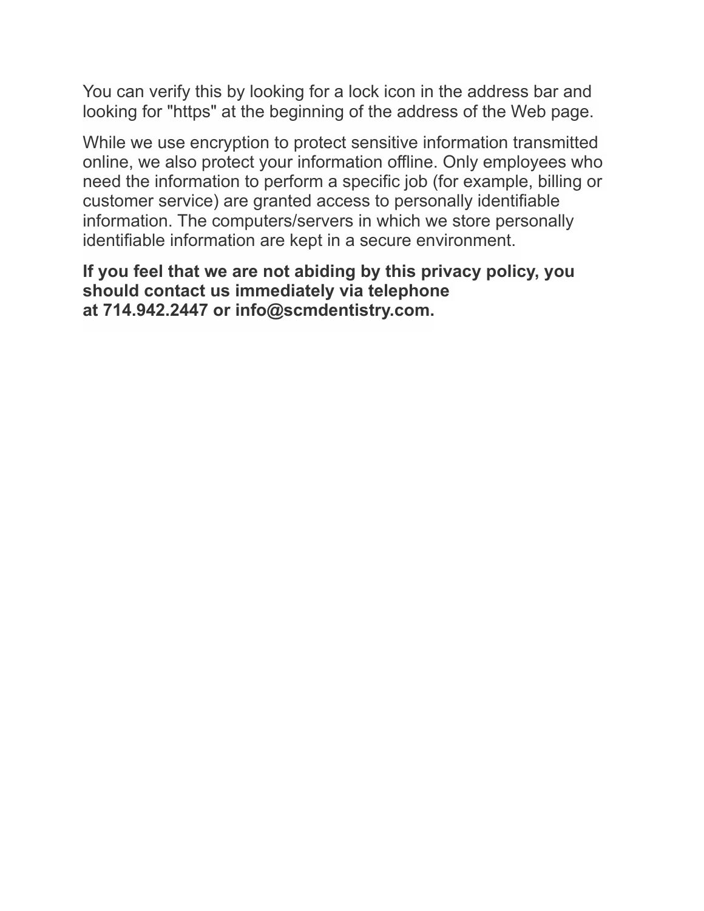You can verify this by looking for a lock icon in the address bar and looking for "https" at the beginning of the address of the Web page.

While we use encryption to protect sensitive information transmitted online, we also protect your information offline. Only employees who need the information to perform a specific job (for example, billing or customer service) are granted access to personally identifiable information. The computers/servers in which we store personally identifiable information are kept in a secure environment.

**If you feel that we are not abiding by this privacy policy, you should contact us immediately via telephone at 714.942.2447 or info@scmdentistry.com.**